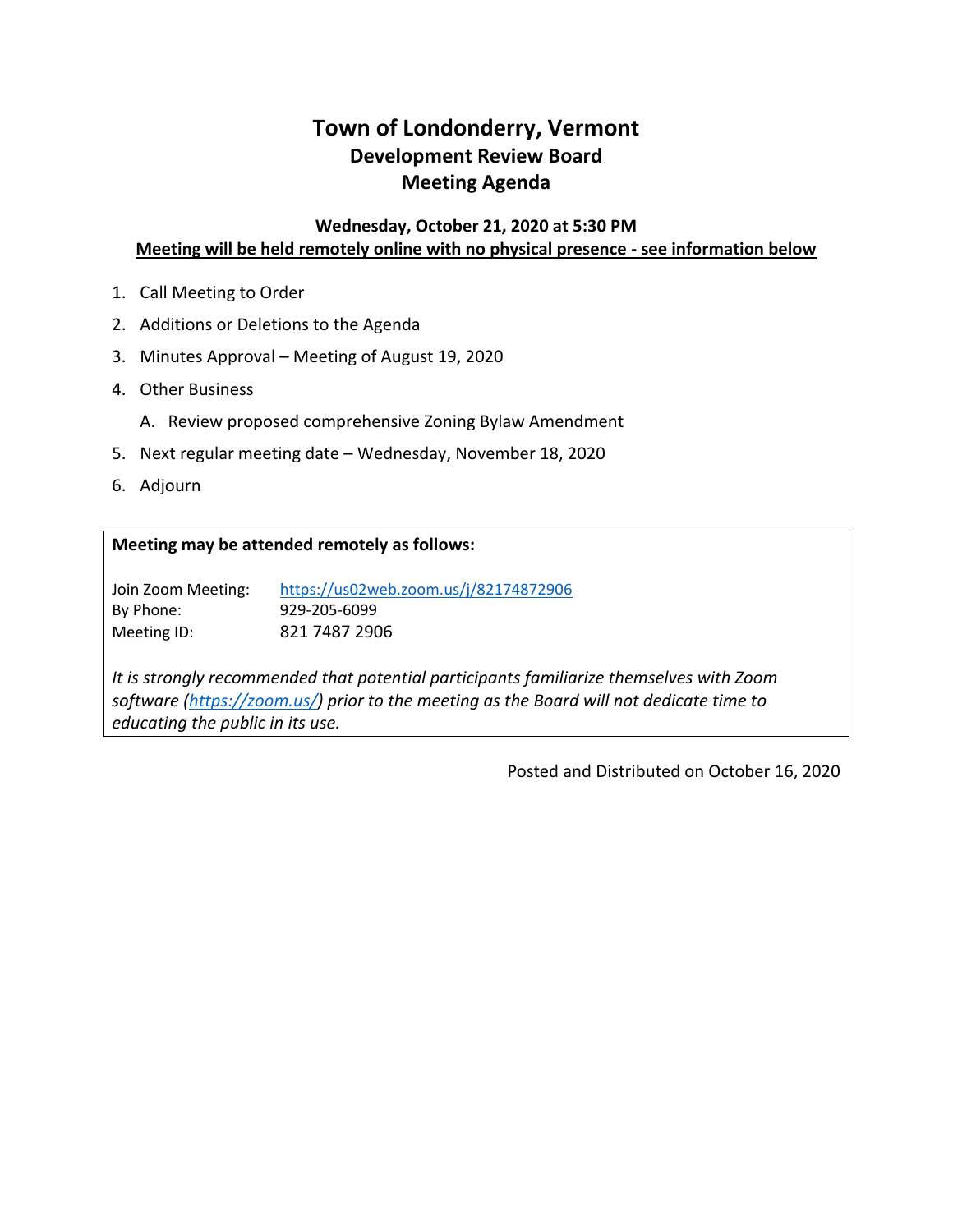# Town of Londonderry, Vermont

## Development Review Board

## Meeting Agenda

**Wednesday, October 21, 2020 at 5:30 PM**

**Meeting will be held remotely online with no physical presence - see information below**

1. Call Meeting to Order
2. Additions or Deletions to the Agenda
3. Minutes Approval – Meeting of August 19, 2020
4. Other Business
   A. Review proposed comprehensive Zoning Bylaw Amendment
5. Next regular meeting date – Wednesday, November 18, 2020
6. Adjourn

**Meeting may be attended remotely as follows:**

Join Zoom Meeting: https://us02web.zoom.us/j/82174872906
By Phone: 929-205-6099
Meeting ID: 821 7487 2906

*It is strongly recommended that potential participants familiarize themselves with Zoom software (https://zoom.us/) prior to the meeting as the Board will not dedicate time to educating the public in its use.*

Posted and Distributed on October 16, 2020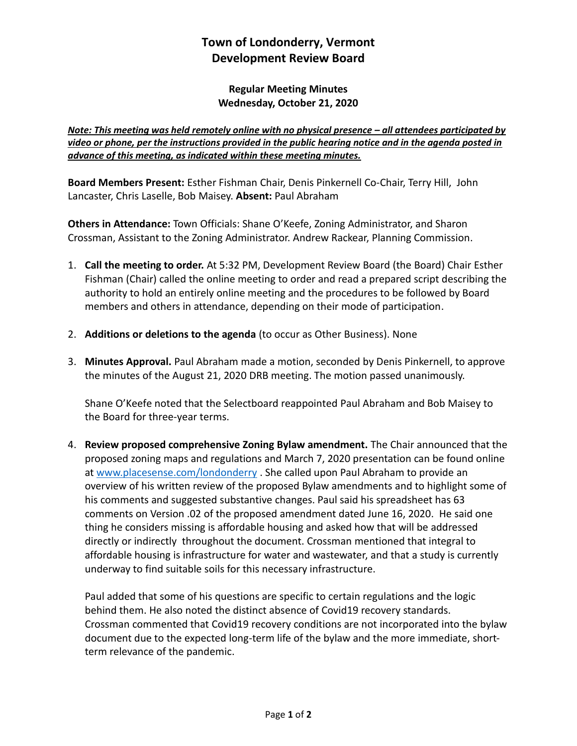# Town of Londonderry, Vermont
# Development Review Board

**Regular Meeting Minutes**
**Wednesday, October 21, 2020**

***Note: This meeting was held remotely online with no physical presence – all attendees participated by video or phone, per the instructions provided in the public hearing notice and in the agenda posted in advance of this meeting, as indicated within these meeting minutes.***

**Board Members Present:** Esther Fishman Chair, Denis Pinkernell Co-Chair, Terry Hill, John Lancaster, Chris Laselle, Bob Maisey. **Absent:** Paul Abraham

**Others in Attendance:** Town Officials: Shane O'Keefe, Zoning Administrator, and Sharon Crossman, Assistant to the Zoning Administrator. Andrew Rackear, Planning Commission.

1. **Call the meeting to order.** At 5:32 PM, Development Review Board (the Board) Chair Esther Fishman (Chair) called the online meeting to order and read a prepared script describing the authority to hold an entirely online meeting and the procedures to be followed by Board members and others in attendance, depending on their mode of participation.

2. **Additions or deletions to the agenda** (to occur as Other Business). None

3. **Minutes Approval.** Paul Abraham made a motion, seconded by Denis Pinkernell, to approve the minutes of the August 21, 2020 DRB meeting. The motion passed unanimously.

   Shane O'Keefe noted that the Selectboard reappointed Paul Abraham and Bob Maisey to the Board for three-year terms.

4. **Review proposed comprehensive Zoning Bylaw amendment.** The Chair announced that the proposed zoning maps and regulations and March 7, 2020 presentation can be found online at [www.placesense.com/londonderry](www.placesense.com/londonderry) . She called upon Paul Abraham to provide an overview of his written review of the proposed Bylaw amendments and to highlight some of his comments and suggested substantive changes. Paul said his spreadsheet has 63 comments on Version .02 of the proposed amendment dated June 16, 2020. He said one thing he considers missing is affordable housing and asked how that will be addressed directly or indirectly throughout the document. Crossman mentioned that integral to affordable housing is infrastructure for water and wastewater, and that a study is currently underway to find suitable soils for this necessary infrastructure.

   Paul added that some of his questions are specific to certain regulations and the logic behind them. He also noted the distinct absence of Covid19 recovery standards. Crossman commented that Covid19 recovery conditions are not incorporated into the bylaw document due to the expected long-term life of the bylaw and the more immediate, short-term relevance of the pandemic.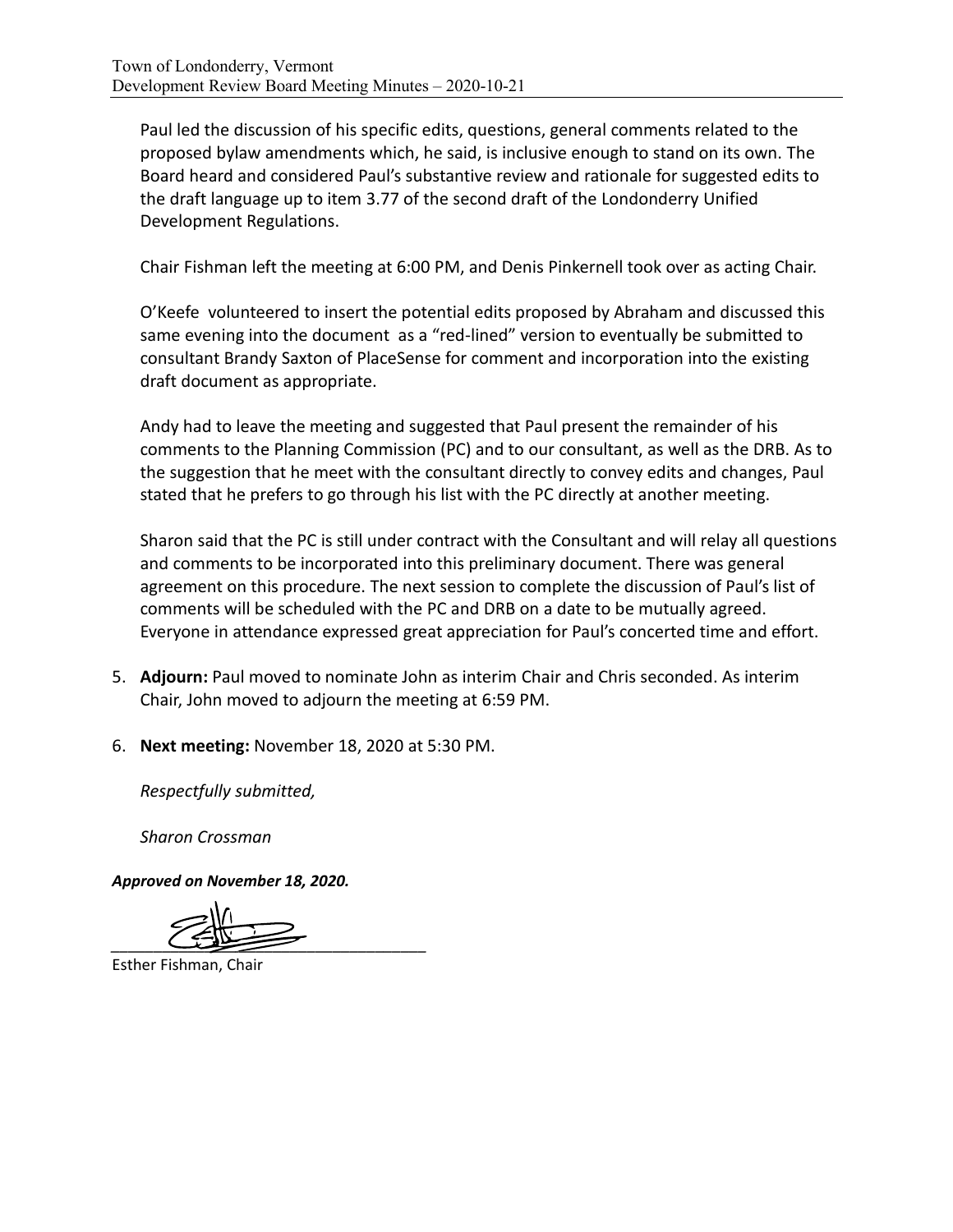Paul led the discussion of his specific edits, questions, general comments related to the proposed bylaw amendments which, he said, is inclusive enough to stand on its own. The Board heard and considered Paul's substantive review and rationale for suggested edits to the draft language up to item 3.77 of the second draft of the Londonderry Unified Development Regulations.

Chair Fishman left the meeting at 6:00 PM, and Denis Pinkernell took over as acting Chair.

O'Keefe volunteered to insert the potential edits proposed by Abraham and discussed this same evening into the document as a "red-lined" version to eventually be submitted to consultant Brandy Saxton of PlaceSense for comment and incorporation into the existing draft document as appropriate.

Andy had to leave the meeting and suggested that Paul present the remainder of his comments to the Planning Commission (PC) and to our consultant, as well as the DRB. As to the suggestion that he meet with the consultant directly to convey edits and changes, Paul stated that he prefers to go through his list with the PC directly at another meeting.

Sharon said that the PC is still under contract with the Consultant and will relay all questions and comments to be incorporated into this preliminary document. There was general agreement on this procedure. The next session to complete the discussion of Paul's list of comments will be scheduled with the PC and DRB on a date to be mutually agreed. Everyone in attendance expressed great appreciation for Paul's concerted time and effort.

5. **Adjourn:** Paul moved to nominate John as interim Chair and Chris seconded. As interim Chair, John moved to adjourn the meeting at 6:59 PM.

6. **Next meeting:** November 18, 2020 at 5:30 PM.

*Respectfully submitted,*

*Sharon Crossman*

***Approved on November 18, 2020.***

\_\_\_\_\_\_\_\_\_\_\_\_\_\_\_\_\_\_\_\_\_\_\_\_\_\_\_\_\_\_\_\_\_\_\_\_

Esther Fishman, Chair